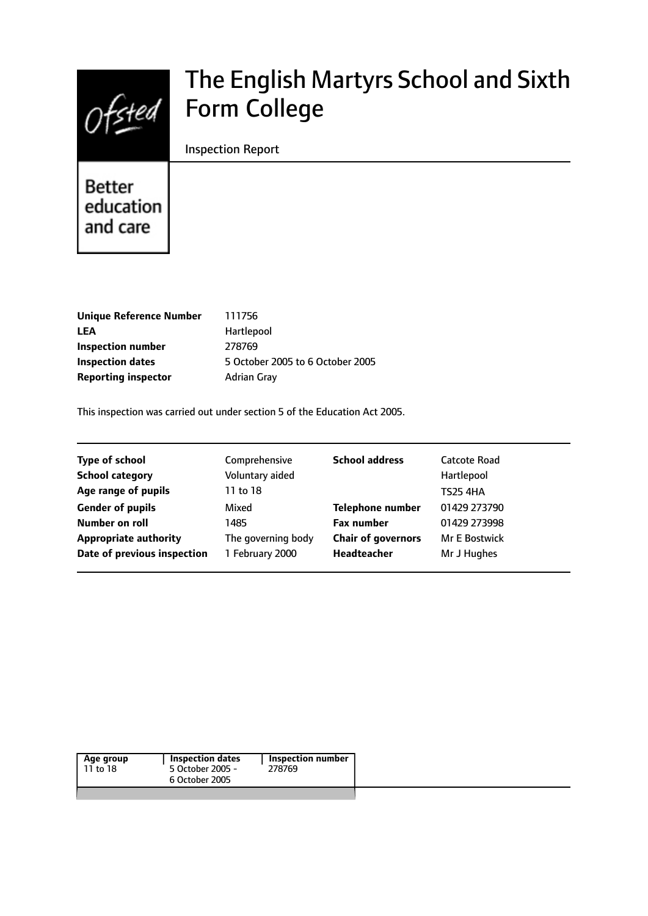Ofsted

Better education and care

# The English Martyrs School and Sixth Form College

Inspection Report

| | |
|---|---|
| **Unique Reference Number** | 111756 |
| **LEA** | Hartlepool |
| **Inspection number** | 278769 |
| **Inspection dates** | 5 October 2005 to 6 October 2005 |
| **Reporting inspector** | Adrian Gray |

This inspection was carried out under section 5 of the Education Act 2005.

| | | | |
|---|---|---|---|
| **Type of school** | Comprehensive | **School address** | Catcote Road |
| **School category** | Voluntary aided | | Hartlepool |
| **Age range of pupils** | 11 to 18 | | TS25 4HA |
| **Gender of pupils** | Mixed | **Telephone number** | 01429 273790 |
| **Number on roll** | 1485 | **Fax number** | 01429 273998 |
| **Appropriate authority** | The governing body | **Chair of governors** | Mr E Bostwick |
| **Date of previous inspection** | 1 February 2000 | **Headteacher** | Mr J Hughes |

| Age group | Inspection dates | Inspection number |
|---|---|---|
| 11 to 18 | 5 October 2005 - 6 October 2005 | 278769 |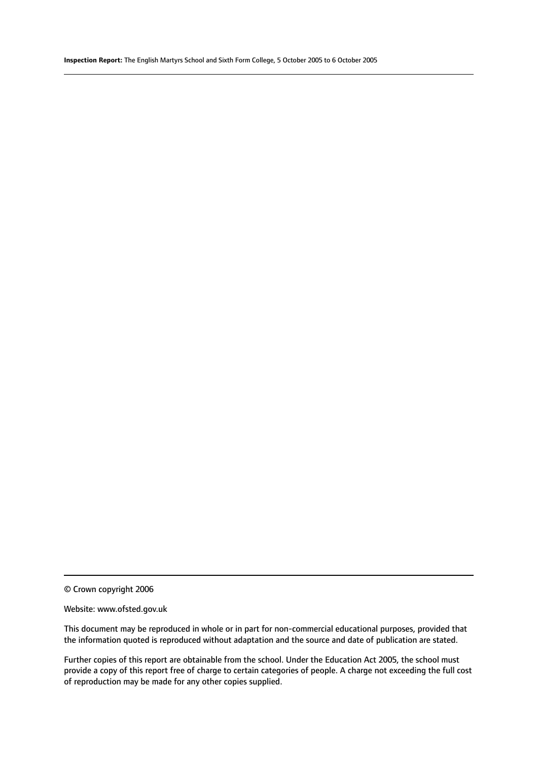© Crown copyright 2006

Website: www.ofsted.gov.uk

This document may be reproduced in whole or in part for non-commercial educational purposes, provided that the information quoted is reproduced without adaptation and the source and date of publication are stated.

Further copies of this report are obtainable from the school. Under the Education Act 2005, the school must provide a copy of this report free of charge to certain categories of people. A charge not exceeding the full cost of reproduction may be made for any other copies supplied.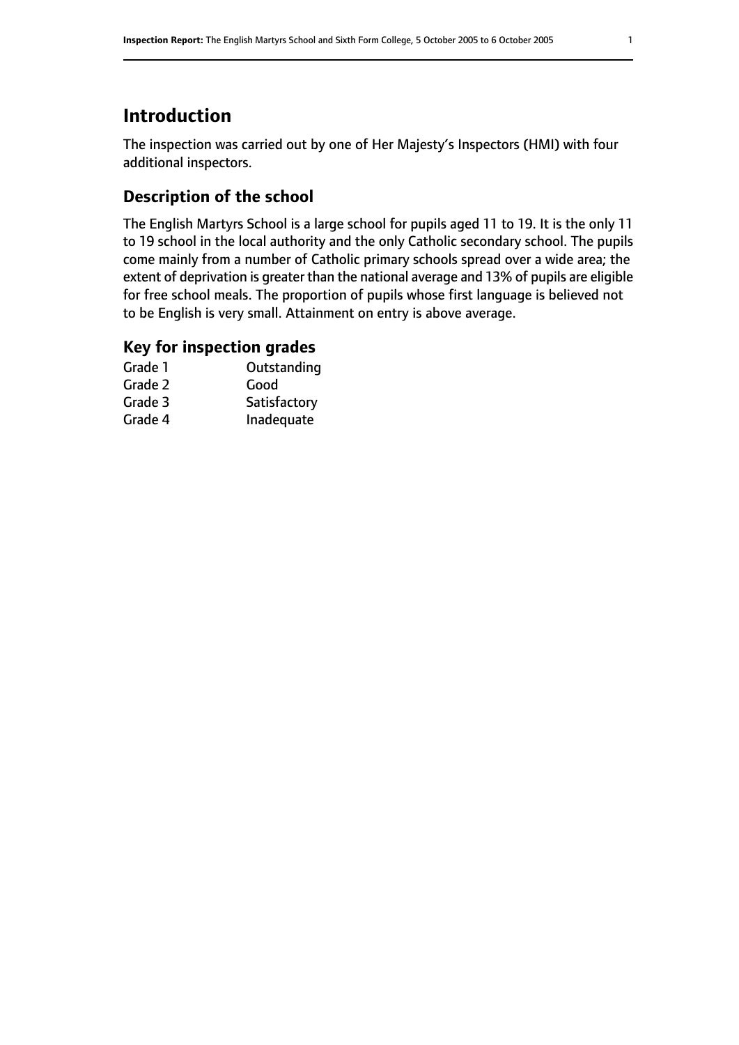# Introduction

The inspection was carried out by one of Her Majesty's Inspectors (HMI) with four additional inspectors.

## Description of the school

The English Martyrs School is a large school for pupils aged 11 to 19. It is the only 11 to 19 school in the local authority and the only Catholic secondary school. The pupils come mainly from a number of Catholic primary schools spread over a wide area; the extent of deprivation is greater than the national average and 13% of pupils are eligible for free school meals. The proportion of pupils whose first language is believed not to be English is very small. Attainment on entry is above average.

## Key for inspection grades

| | |
|---|---|
| Grade 1 | Outstanding |
| Grade 2 | Good |
| Grade 3 | Satisfactory |
| Grade 4 | Inadequate |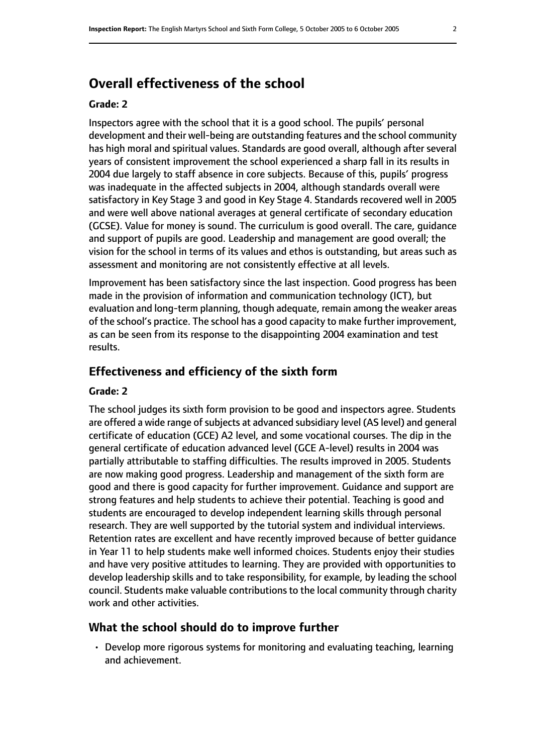## Overall effectiveness of the school

### Grade: 2

Inspectors agree with the school that it is a good school. The pupils' personal development and their well-being are outstanding features and the school community has high moral and spiritual values. Standards are good overall, although after several years of consistent improvement the school experienced a sharp fall in its results in 2004 due largely to staff absence in core subjects. Because of this, pupils' progress was inadequate in the affected subjects in 2004, although standards overall were satisfactory in Key Stage 3 and good in Key Stage 4. Standards recovered well in 2005 and were well above national averages at general certificate of secondary education (GCSE). Value for money is sound. The curriculum is good overall. The care, guidance and support of pupils are good. Leadership and management are good overall; the vision for the school in terms of its values and ethos is outstanding, but areas such as assessment and monitoring are not consistently effective at all levels.

Improvement has been satisfactory since the last inspection. Good progress has been made in the provision of information and communication technology (ICT), but evaluation and long-term planning, though adequate, remain among the weaker areas of the school's practice. The school has a good capacity to make further improvement, as can be seen from its response to the disappointing 2004 examination and test results.

## Effectiveness and efficiency of the sixth form

### Grade: 2

The school judges its sixth form provision to be good and inspectors agree. Students are offered a wide range of subjects at advanced subsidiary level (AS level) and general certificate of education (GCE) A2 level, and some vocational courses. The dip in the general certificate of education advanced level (GCE A-level) results in 2004 was partially attributable to staffing difficulties. The results improved in 2005. Students are now making good progress. Leadership and management of the sixth form are good and there is good capacity for further improvement. Guidance and support are strong features and help students to achieve their potential. Teaching is good and students are encouraged to develop independent learning skills through personal research. They are well supported by the tutorial system and individual interviews. Retention rates are excellent and have recently improved because of better guidance in Year 11 to help students make well informed choices. Students enjoy their studies and have very positive attitudes to learning. They are provided with opportunities to develop leadership skills and to take responsibility, for example, by leading the school council. Students make valuable contributions to the local community through charity work and other activities.

## What the school should do to improve further

- Develop more rigorous systems for monitoring and evaluating teaching, learning and achievement.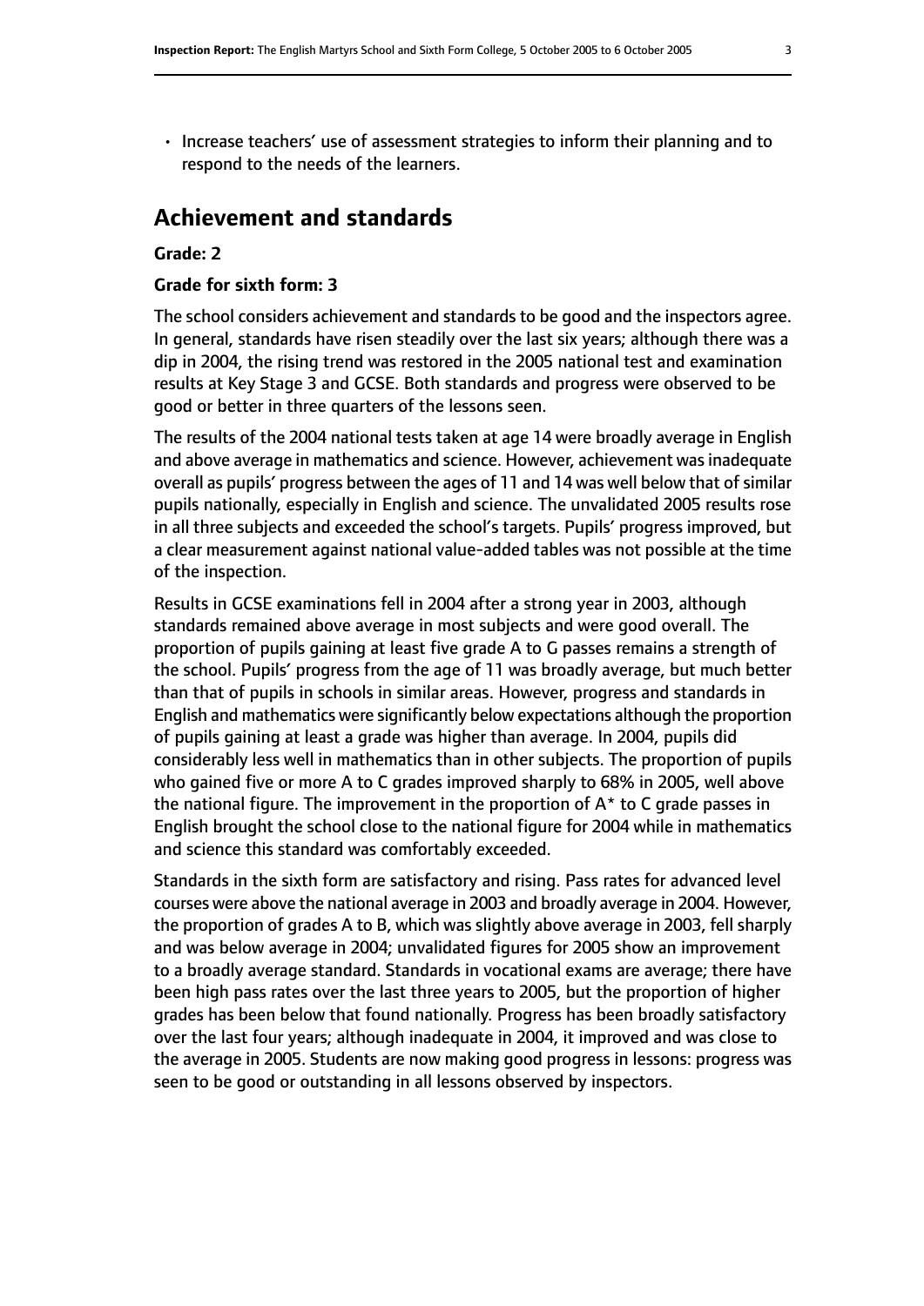- Increase teachers' use of assessment strategies to inform their planning and to respond to the needs of the learners.

## Achievement and standards

**Grade: 2**

**Grade for sixth form: 3**

The school considers achievement and standards to be good and the inspectors agree. In general, standards have risen steadily over the last six years; although there was a dip in 2004, the rising trend was restored in the 2005 national test and examination results at Key Stage 3 and GCSE. Both standards and progress were observed to be good or better in three quarters of the lessons seen.

The results of the 2004 national tests taken at age 14 were broadly average in English and above average in mathematics and science. However, achievement was inadequate overall as pupils' progress between the ages of 11 and 14 was well below that of similar pupils nationally, especially in English and science. The unvalidated 2005 results rose in all three subjects and exceeded the school's targets. Pupils' progress improved, but a clear measurement against national value-added tables was not possible at the time of the inspection.

Results in GCSE examinations fell in 2004 after a strong year in 2003, although standards remained above average in most subjects and were good overall. The proportion of pupils gaining at least five grade A to G passes remains a strength of the school. Pupils' progress from the age of 11 was broadly average, but much better than that of pupils in schools in similar areas. However, progress and standards in English and mathematics were significantly below expectations although the proportion of pupils gaining at least a grade was higher than average. In 2004, pupils did considerably less well in mathematics than in other subjects. The proportion of pupils who gained five or more A to C grades improved sharply to 68% in 2005, well above the national figure. The improvement in the proportion of A* to C grade passes in English brought the school close to the national figure for 2004 while in mathematics and science this standard was comfortably exceeded.

Standards in the sixth form are satisfactory and rising. Pass rates for advanced level courses were above the national average in 2003 and broadly average in 2004. However, the proportion of grades A to B, which was slightly above average in 2003, fell sharply and was below average in 2004; unvalidated figures for 2005 show an improvement to a broadly average standard. Standards in vocational exams are average; there have been high pass rates over the last three years to 2005, but the proportion of higher grades has been below that found nationally. Progress has been broadly satisfactory over the last four years; although inadequate in 2004, it improved and was close to the average in 2005. Students are now making good progress in lessons: progress was seen to be good or outstanding in all lessons observed by inspectors.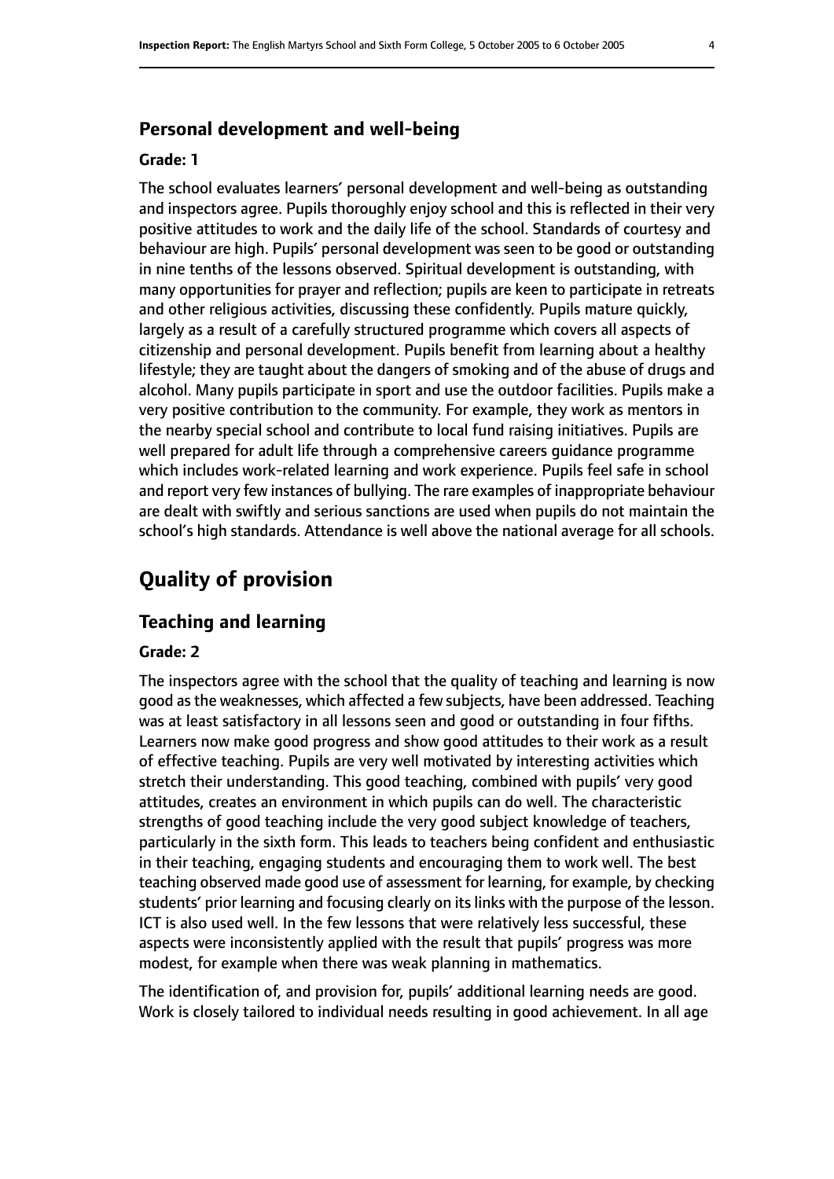### Personal development and well-being

#### Grade: 1

The school evaluates learners' personal development and well-being as outstanding and inspectors agree. Pupils thoroughly enjoy school and this is reflected in their very positive attitudes to work and the daily life of the school. Standards of courtesy and behaviour are high. Pupils' personal development was seen to be good or outstanding in nine tenths of the lessons observed. Spiritual development is outstanding, with many opportunities for prayer and reflection; pupils are keen to participate in retreats and other religious activities, discussing these confidently. Pupils mature quickly, largely as a result of a carefully structured programme which covers all aspects of citizenship and personal development. Pupils benefit from learning about a healthy lifestyle; they are taught about the dangers of smoking and of the abuse of drugs and alcohol. Many pupils participate in sport and use the outdoor facilities. Pupils make a very positive contribution to the community. For example, they work as mentors in the nearby special school and contribute to local fund raising initiatives. Pupils are well prepared for adult life through a comprehensive careers guidance programme which includes work-related learning and work experience. Pupils feel safe in school and report very few instances of bullying. The rare examples of inappropriate behaviour are dealt with swiftly and serious sanctions are used when pupils do not maintain the school's high standards. Attendance is well above the national average for all schools.

## Quality of provision

### Teaching and learning

#### Grade: 2

The inspectors agree with the school that the quality of teaching and learning is now good as the weaknesses, which affected a few subjects, have been addressed. Teaching was at least satisfactory in all lessons seen and good or outstanding in four fifths. Learners now make good progress and show good attitudes to their work as a result of effective teaching. Pupils are very well motivated by interesting activities which stretch their understanding. This good teaching, combined with pupils' very good attitudes, creates an environment in which pupils can do well. The characteristic strengths of good teaching include the very good subject knowledge of teachers, particularly in the sixth form. This leads to teachers being confident and enthusiastic in their teaching, engaging students and encouraging them to work well. The best teaching observed made good use of assessment for learning, for example, by checking students' prior learning and focusing clearly on its links with the purpose of the lesson. ICT is also used well. In the few lessons that were relatively less successful, these aspects were inconsistently applied with the result that pupils' progress was more modest, for example when there was weak planning in mathematics.

The identification of, and provision for, pupils' additional learning needs are good. Work is closely tailored to individual needs resulting in good achievement. In all age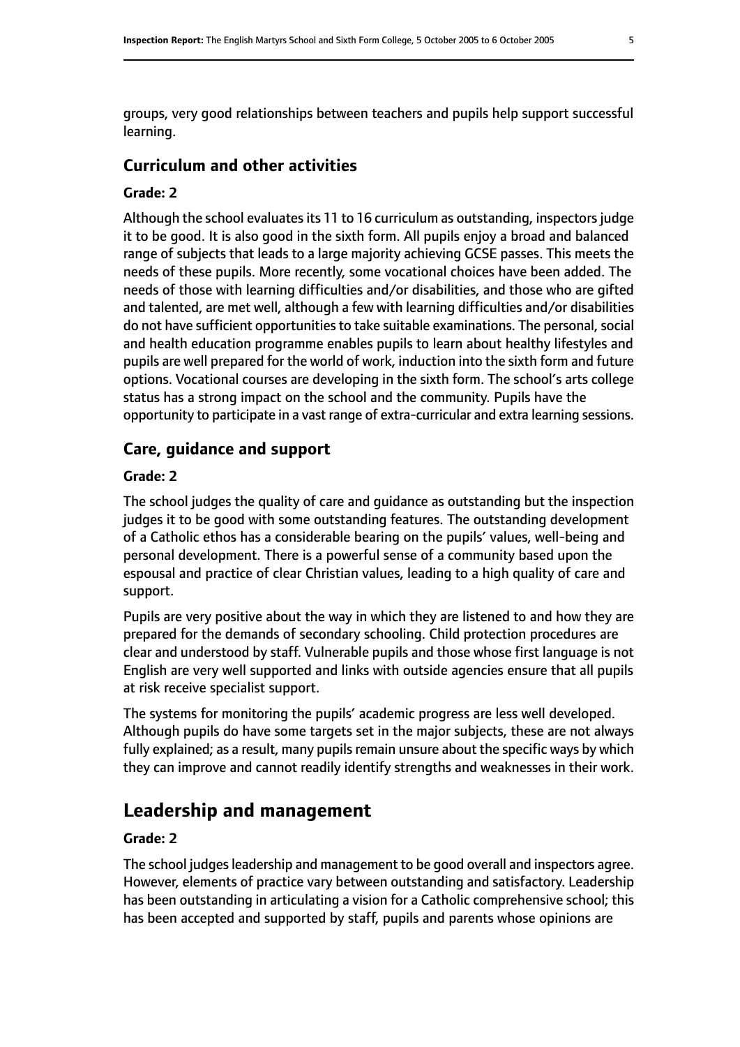groups, very good relationships between teachers and pupils help support successful learning.

### Curriculum and other activities

#### Grade: 2

Although the school evaluates its 11 to 16 curriculum as outstanding, inspectors judge it to be good. It is also good in the sixth form. All pupils enjoy a broad and balanced range of subjects that leads to a large majority achieving GCSE passes. This meets the needs of these pupils. More recently, some vocational choices have been added. The needs of those with learning difficulties and/or disabilities, and those who are gifted and talented, are met well, although a few with learning difficulties and/or disabilities do not have sufficient opportunities to take suitable examinations. The personal, social and health education programme enables pupils to learn about healthy lifestyles and pupils are well prepared for the world of work, induction into the sixth form and future options. Vocational courses are developing in the sixth form. The school's arts college status has a strong impact on the school and the community. Pupils have the opportunity to participate in a vast range of extra-curricular and extra learning sessions.

### Care, guidance and support

#### Grade: 2

The school judges the quality of care and guidance as outstanding but the inspection judges it to be good with some outstanding features. The outstanding development of a Catholic ethos has a considerable bearing on the pupils' values, well-being and personal development. There is a powerful sense of a community based upon the espousal and practice of clear Christian values, leading to a high quality of care and support.

Pupils are very positive about the way in which they are listened to and how they are prepared for the demands of secondary schooling. Child protection procedures are clear and understood by staff. Vulnerable pupils and those whose first language is not English are very well supported and links with outside agencies ensure that all pupils at risk receive specialist support.

The systems for monitoring the pupils' academic progress are less well developed. Although pupils do have some targets set in the major subjects, these are not always fully explained; as a result, many pupils remain unsure about the specific ways by which they can improve and cannot readily identify strengths and weaknesses in their work.

## Leadership and management

#### Grade: 2

The school judges leadership and management to be good overall and inspectors agree. However, elements of practice vary between outstanding and satisfactory. Leadership has been outstanding in articulating a vision for a Catholic comprehensive school; this has been accepted and supported by staff, pupils and parents whose opinions are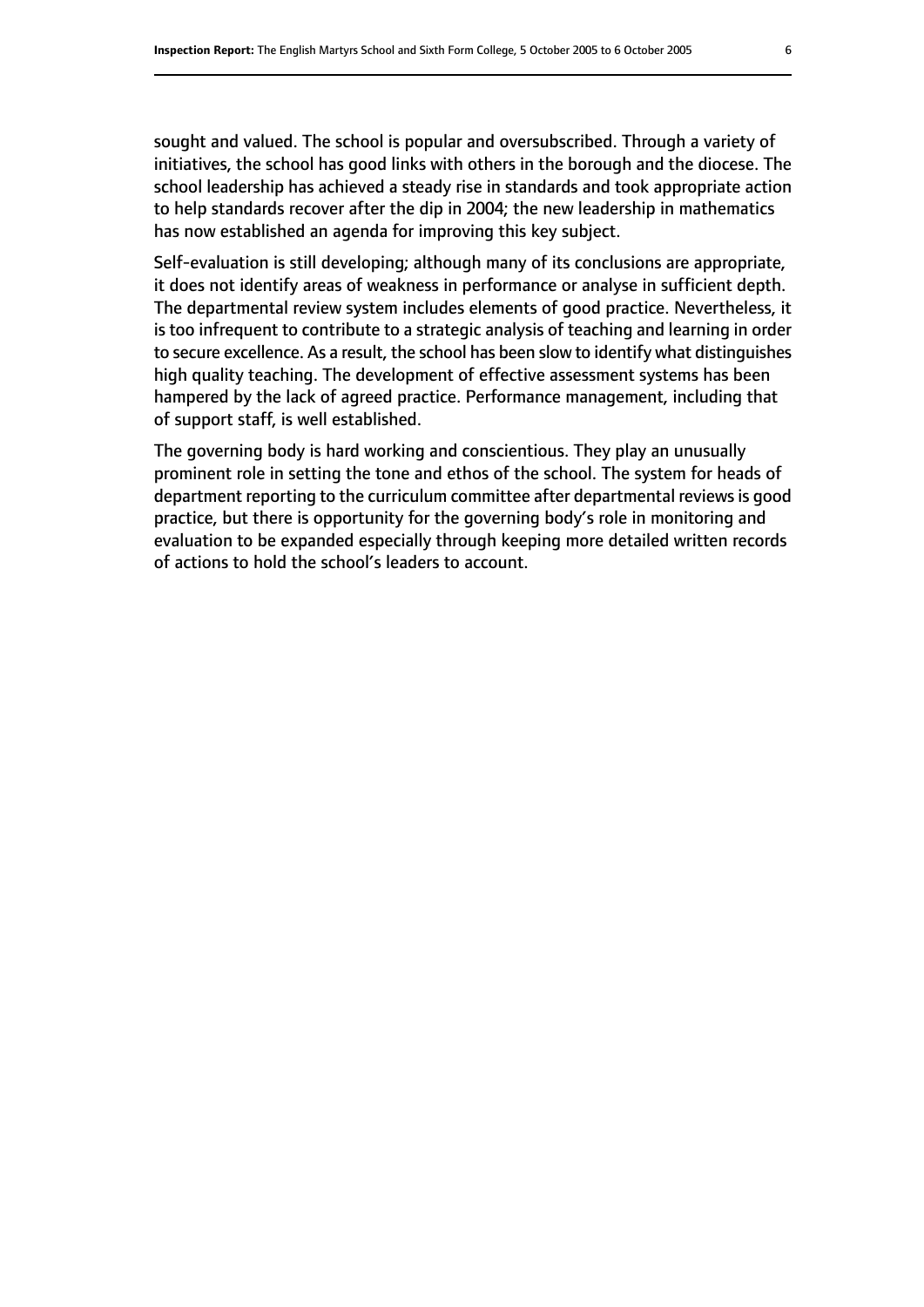sought and valued. The school is popular and oversubscribed. Through a variety of initiatives, the school has good links with others in the borough and the diocese. The school leadership has achieved a steady rise in standards and took appropriate action to help standards recover after the dip in 2004; the new leadership in mathematics has now established an agenda for improving this key subject.

Self-evaluation is still developing; although many of its conclusions are appropriate, it does not identify areas of weakness in performance or analyse in sufficient depth. The departmental review system includes elements of good practice. Nevertheless, it is too infrequent to contribute to a strategic analysis of teaching and learning in order to secure excellence. As a result, the school has been slow to identify what distinguishes high quality teaching. The development of effective assessment systems has been hampered by the lack of agreed practice. Performance management, including that of support staff, is well established.

The governing body is hard working and conscientious. They play an unusually prominent role in setting the tone and ethos of the school. The system for heads of department reporting to the curriculum committee after departmental reviews is good practice, but there is opportunity for the governing body's role in monitoring and evaluation to be expanded especially through keeping more detailed written records of actions to hold the school's leaders to account.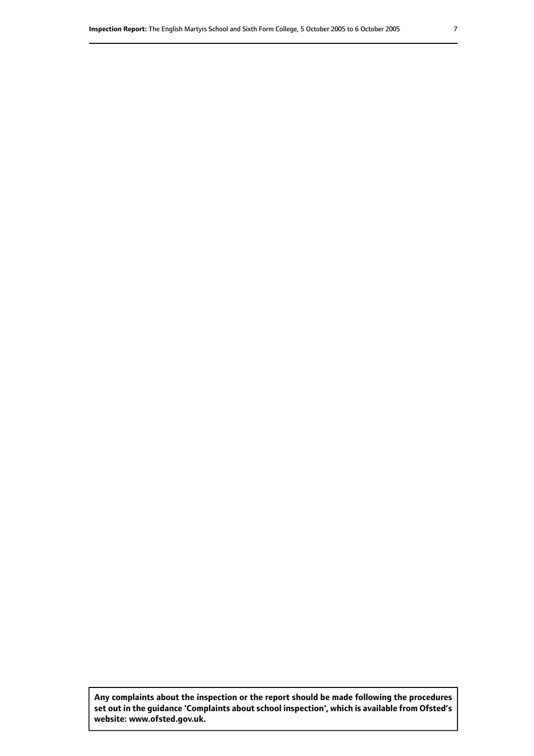**Any complaints about the inspection or the report should be made following the procedures set out in the guidance 'Complaints about school inspection', which is available from Ofsted's website: www.ofsted.gov.uk.**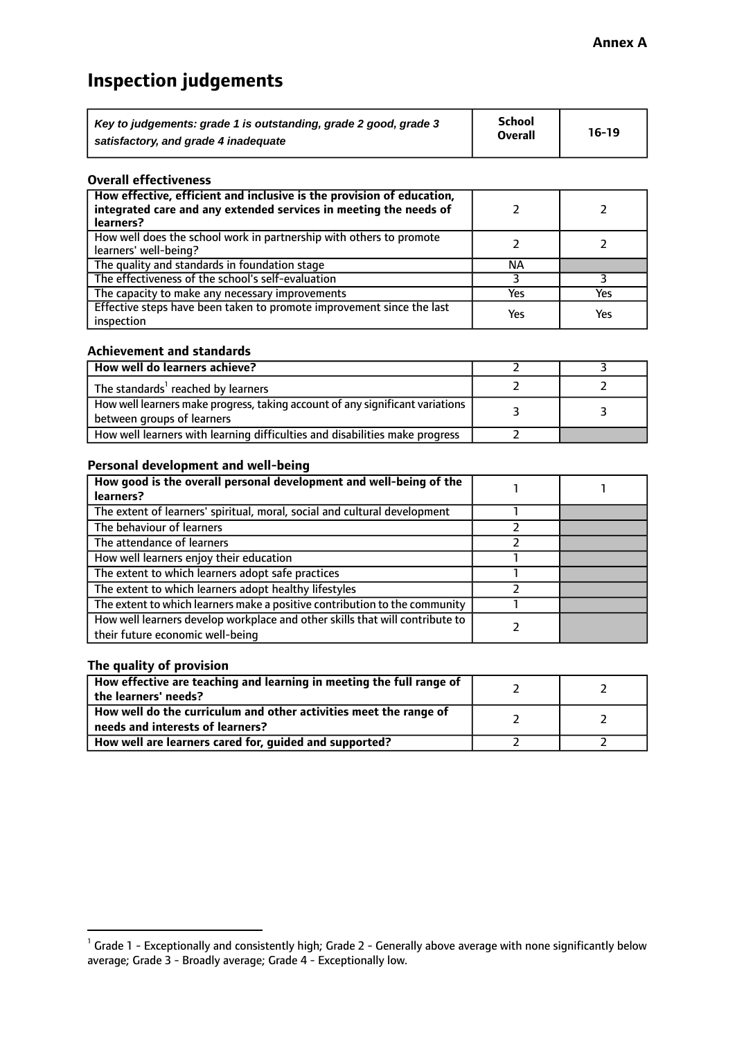**Annex A**

# Inspection judgements

| *Key to judgements: grade 1 is outstanding, grade 2 good, grade 3 satisfactory, and grade 4 inadequate* | School Overall | 16-19 |
|---|---|---|

### Overall effectiveness

| | | |
|---|---|---|
| **How effective, efficient and inclusive is the provision of education, integrated care and any extended services in meeting the needs of learners?** | 2 | 2 |
| How well does the school work in partnership with others to promote learners' well-being? | 2 | 2 |
| The quality and standards in foundation stage | NA | |
| The effectiveness of the school's self-evaluation | 3 | 3 |
| The capacity to make any necessary improvements | Yes | Yes |
| Effective steps have been taken to promote improvement since the last inspection | Yes | Yes |

### Achievement and standards

| | | |
|---|---|---|
| **How well do learners achieve?** | 2 | 3 |
| The standards[1] reached by learners | 2 | 2 |
| How well learners make progress, taking account of any significant variations between groups of learners | 3 | 3 |
| How well learners with learning difficulties and disabilities make progress | 2 | |

### Personal development and well-being

| | | |
|---|---|---|
| **How good is the overall personal development and well-being of the learners?** | 1 | 1 |
| The extent of learners' spiritual, moral, social and cultural development | 1 | |
| The behaviour of learners | 2 | |
| The attendance of learners | 2 | |
| How well learners enjoy their education | 1 | |
| The extent to which learners adopt safe practices | 1 | |
| The extent to which learners adopt healthy lifestyles | 2 | |
| The extent to which learners make a positive contribution to the community | 1 | |
| How well learners develop workplace and other skills that will contribute to their future economic well-being | 2 | |

### The quality of provision

| | | |
|---|---|---|
| **How effective are teaching and learning in meeting the full range of the learners' needs?** | 2 | 2 |
| **How well do the curriculum and other activities meet the range of needs and interests of learners?** | 2 | 2 |
| **How well are learners cared for, guided and supported?** | 2 | 2 |

[1] Grade 1 - Exceptionally and consistently high; Grade 2 - Generally above average with none significantly below average; Grade 3 - Broadly average; Grade 4 - Exceptionally low.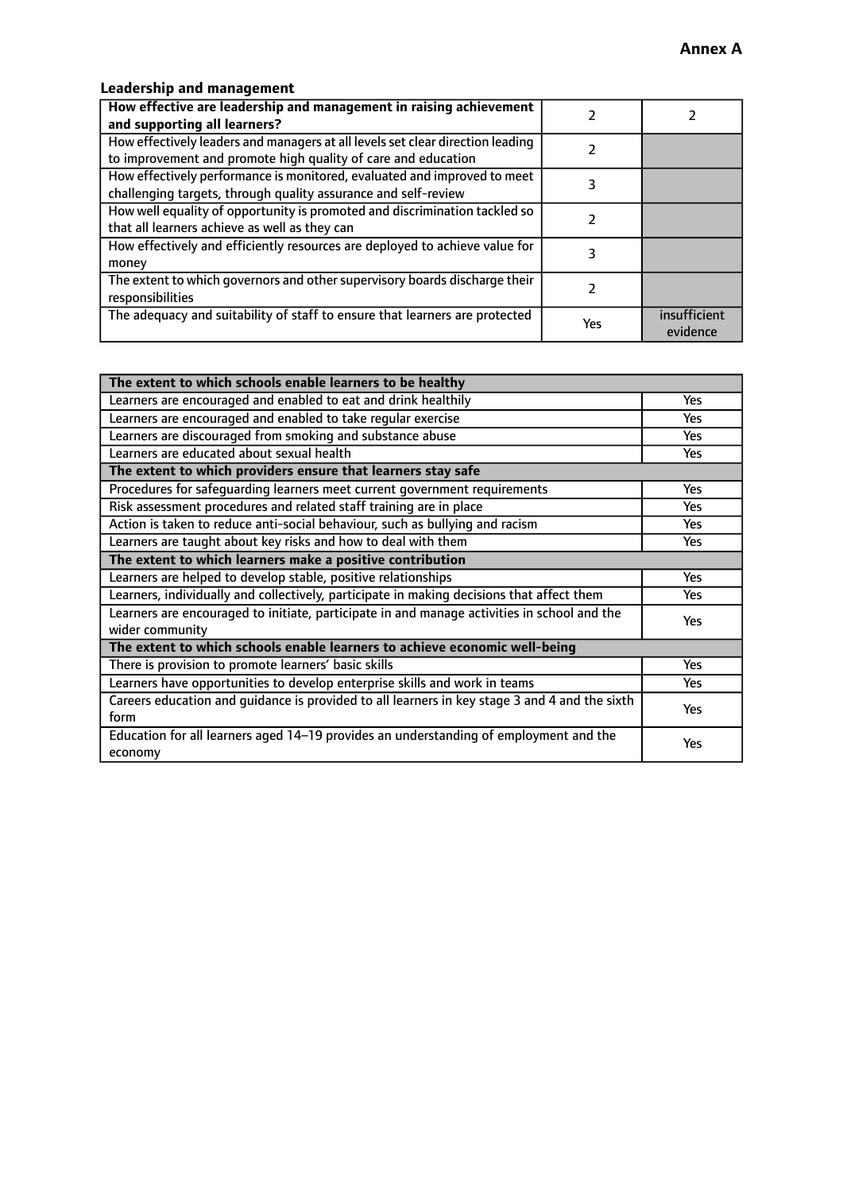## Annex A

### Leadership and management

| How effective are leadership and management in raising achievement and supporting all learners? | 2 | 2 |
|---|---|---|
| How effectively leaders and managers at all levels set clear direction leading to improvement and promote high quality of care and education | 2 | |
| How effectively performance is monitored, evaluated and improved to meet challenging targets, through quality assurance and self-review | 3 | |
| How well equality of opportunity is promoted and discrimination tackled so that all learners achieve as well as they can | 2 | |
| How effectively and efficiently resources are deployed to achieve value for money | 3 | |
| The extent to which governors and other supervisory boards discharge their responsibilities | 2 | |
| The adequacy and suitability of staff to ensure that learners are protected | Yes | insufficient evidence |

| **The extent to which schools enable learners to be healthy** | |
|---|---|
| Learners are encouraged and enabled to eat and drink healthily | Yes |
| Learners are encouraged and enabled to take regular exercise | Yes |
| Learners are discouraged from smoking and substance abuse | Yes |
| Learners are educated about sexual health | Yes |
| **The extent to which providers ensure that learners stay safe** | |
| Procedures for safeguarding learners meet current government requirements | Yes |
| Risk assessment procedures and related staff training are in place | Yes |
| Action is taken to reduce anti-social behaviour, such as bullying and racism | Yes |
| Learners are taught about key risks and how to deal with them | Yes |
| **The extent to which learners make a positive contribution** | |
| Learners are helped to develop stable, positive relationships | Yes |
| Learners, individually and collectively, participate in making decisions that affect them | Yes |
| Learners are encouraged to initiate, participate in and manage activities in school and the wider community | Yes |
| **The extent to which schools enable learners to achieve economic well-being** | |
| There is provision to promote learners' basic skills | Yes |
| Learners have opportunities to develop enterprise skills and work in teams | Yes |
| Careers education and guidance is provided to all learners in key stage 3 and 4 and the sixth form | Yes |
| Education for all learners aged 14–19 provides an understanding of employment and the economy | Yes |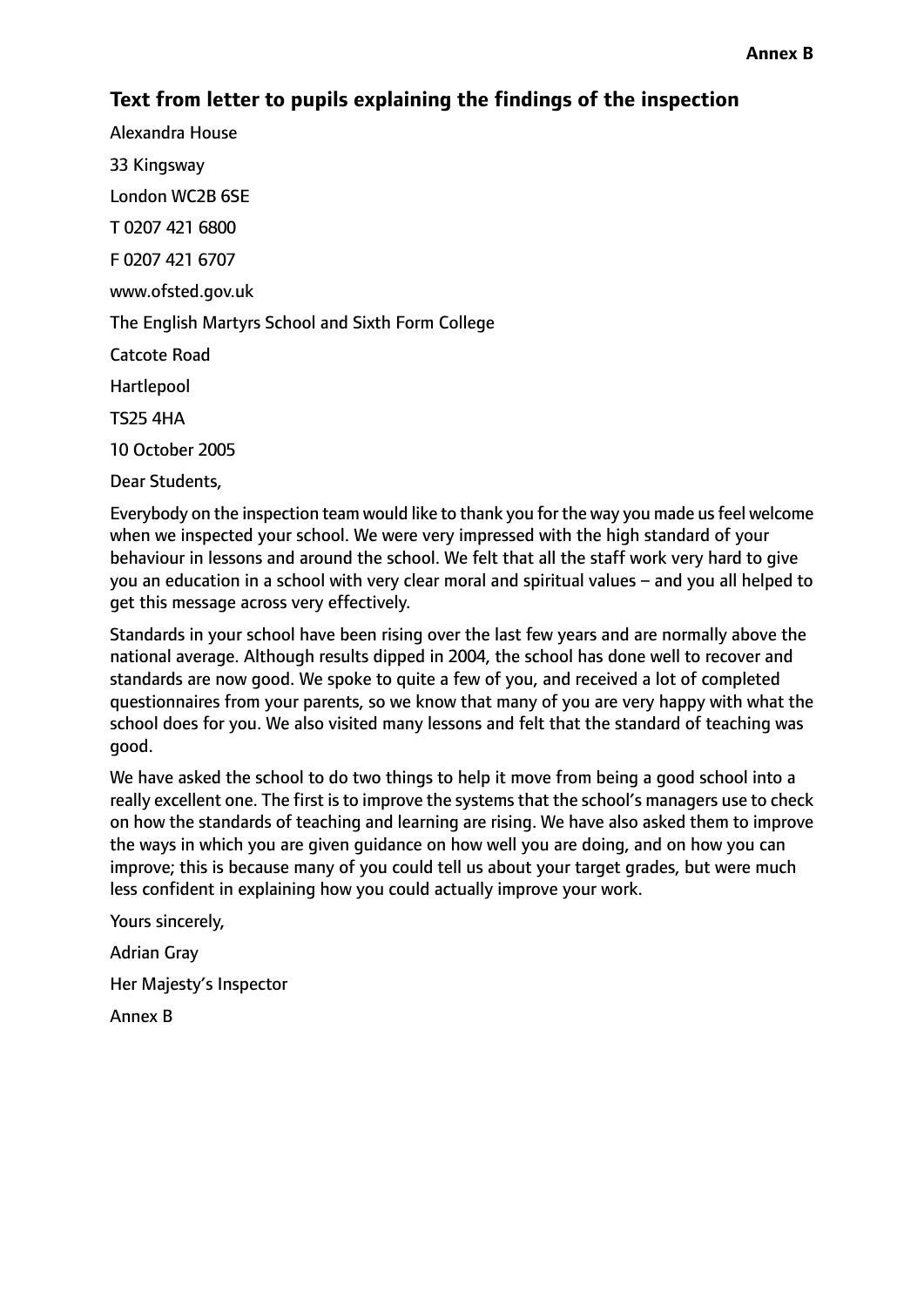## Text from letter to pupils explaining the findings of the inspection

Alexandra House

33 Kingsway

London WC2B 6SE

T 0207 421 6800

F 0207 421 6707

www.ofsted.gov.uk

The English Martyrs School and Sixth Form College

Catcote Road

Hartlepool

TS25 4HA

10 October 2005

Dear Students,

Everybody on the inspection team would like to thank you for the way you made us feel welcome when we inspected your school. We were very impressed with the high standard of your behaviour in lessons and around the school. We felt that all the staff work very hard to give you an education in a school with very clear moral and spiritual values – and you all helped to get this message across very effectively.

Standards in your school have been rising over the last few years and are normally above the national average. Although results dipped in 2004, the school has done well to recover and standards are now good. We spoke to quite a few of you, and received a lot of completed questionnaires from your parents, so we know that many of you are very happy with what the school does for you. We also visited many lessons and felt that the standard of teaching was good.

We have asked the school to do two things to help it move from being a good school into a really excellent one. The first is to improve the systems that the school's managers use to check on how the standards of teaching and learning are rising. We have also asked them to improve the ways in which you are given guidance on how well you are doing, and on how you can improve; this is because many of you could tell us about your target grades, but were much less confident in explaining how you could actually improve your work.

Yours sincerely,

Adrian Gray

Her Majesty's Inspector

Annex B